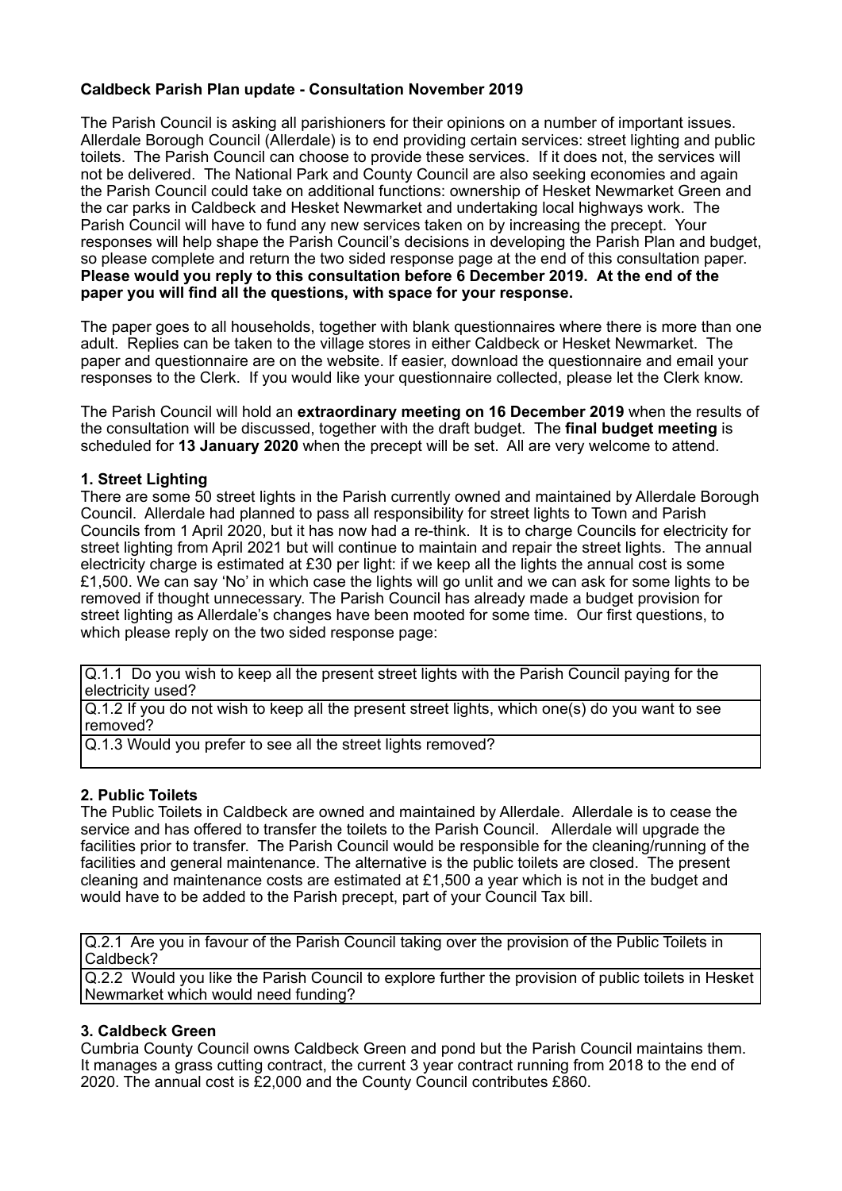**Caldbeck Parish Plan update - Consultation November 2019**

The Parish Council is asking all parishioners for their opinions on a number of important issues. Allerdale Borough Council (Allerdale) is to end providing certain services: street lighting and public toilets. The Parish Council can choose to provide these services. If it does not, the services will not be delivered. The National Park and County Council are also seeking economies and again the Parish Council could take on additional functions: ownership of Hesket Newmarket Green and the car parks in Caldbeck and Hesket Newmarket and undertaking local highways work. The Parish Council will have to fund any new services taken on by increasing the precept. Your responses will help shape the Parish Council's decisions in developing the Parish Plan and budget, so please complete and return the two sided response page at the end of this consultation paper. **Please would you reply to this consultation before 6 December 2019. At the end of the paper you will find all the questions, with space for your response.**

The paper goes to all households, together with blank questionnaires where there is more than one adult. Replies can be taken to the village stores in either Caldbeck or Hesket Newmarket. The paper and questionnaire are on the website. If easier, download the questionnaire and email your responses to the Clerk. If you would like your questionnaire collected, please let the Clerk know.

The Parish Council will hold an **extraordinary meeting on 16 December 2019** when the results of the consultation will be discussed, together with the draft budget. The **final budget meeting** is scheduled for **13 January 2020** when the precept will be set. All are very welcome to attend.

**1. Street Lighting**

There are some 50 street lights in the Parish currently owned and maintained by Allerdale Borough Council. Allerdale had planned to pass all responsibility for street lights to Town and Parish Councils from 1 April 2020, but it has now had a re-think. It is to charge Councils for electricity for street lighting from April 2021 but will continue to maintain and repair the street lights. The annual electricity charge is estimated at £30 per light: if we keep all the lights the annual cost is some £1,500. We can say 'No' in which case the lights will go unlit and we can ask for some lights to be removed if thought unnecessary. The Parish Council has already made a budget provision for street lighting as Allerdale's changes have been mooted for some time. Our first questions, to which please reply on the two sided response page:

| Q.1.1 Do you wish to keep all the present street lights with the Parish Council paying for the electricity used? |
|---|
| Q.1.2 If you do not wish to keep all the present street lights, which one(s) do you want to see removed? |
| Q.1.3 Would you prefer to see all the street lights removed? |

**2. Public Toilets**

The Public Toilets in Caldbeck are owned and maintained by Allerdale. Allerdale is to cease the service and has offered to transfer the toilets to the Parish Council. Allerdale will upgrade the facilities prior to transfer. The Parish Council would be responsible for the cleaning/running of the facilities and general maintenance. The alternative is the public toilets are closed. The present cleaning and maintenance costs are estimated at £1,500 a year which is not in the budget and would have to be added to the Parish precept, part of your Council Tax bill.

| Q.2.1 Are you in favour of the Parish Council taking over the provision of the Public Toilets in Caldbeck? |
|---|
| Q.2.2 Would you like the Parish Council to explore further the provision of public toilets in Hesket Newmarket which would need funding? |

**3. Caldbeck Green**

Cumbria County Council owns Caldbeck Green and pond but the Parish Council maintains them. It manages a grass cutting contract, the current 3 year contract running from 2018 to the end of 2020. The annual cost is £2,000 and the County Council contributes £860.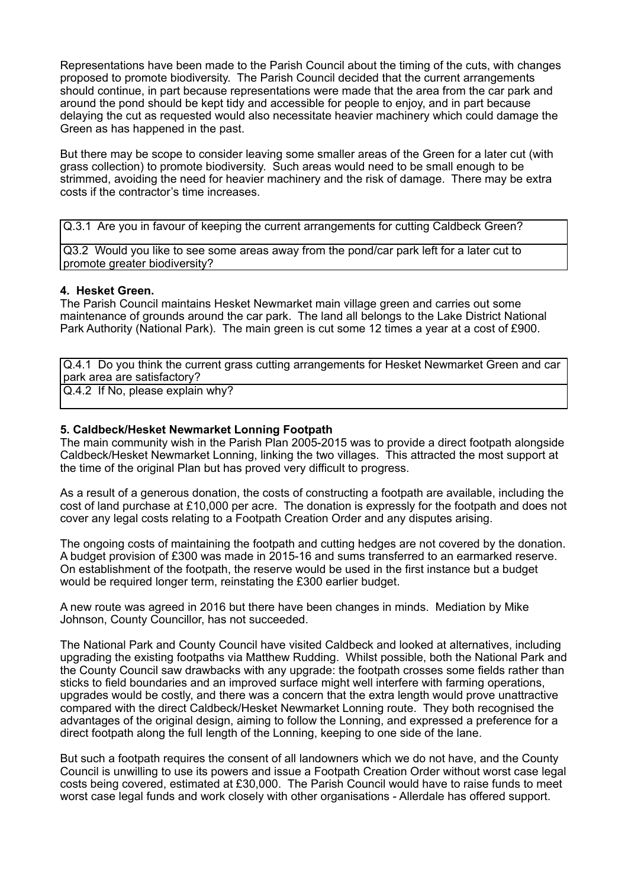Representations have been made to the Parish Council about the timing of the cuts, with changes proposed to promote biodiversity. The Parish Council decided that the current arrangements should continue, in part because representations were made that the area from the car park and around the pond should be kept tidy and accessible for people to enjoy, and in part because delaying the cut as requested would also necessitate heavier machinery which could damage the Green as has happened in the past.

But there may be scope to consider leaving some smaller areas of the Green for a later cut (with grass collection) to promote biodiversity. Such areas would need to be small enough to be strimmed, avoiding the need for heavier machinery and the risk of damage. There may be extra costs if the contractor's time increases.

| Q.3.1 Are you in favour of keeping the current arrangements for cutting Caldbeck Green? |
|---|
| Q3.2 Would you like to see some areas away from the pond/car park left for a later cut to promote greater biodiversity? |

**4. Hesket Green.**

The Parish Council maintains Hesket Newmarket main village green and carries out some maintenance of grounds around the car park. The land all belongs to the Lake District National Park Authority (National Park). The main green is cut some 12 times a year at a cost of £900.

| Q.4.1 Do you think the current grass cutting arrangements for Hesket Newmarket Green and car park area are satisfactory? |
|---|
| Q.4.2 If No, please explain why? |

**5. Caldbeck/Hesket Newmarket Lonning Footpath**

The main community wish in the Parish Plan 2005-2015 was to provide a direct footpath alongside Caldbeck/Hesket Newmarket Lonning, linking the two villages. This attracted the most support at the time of the original Plan but has proved very difficult to progress.

As a result of a generous donation, the costs of constructing a footpath are available, including the cost of land purchase at £10,000 per acre. The donation is expressly for the footpath and does not cover any legal costs relating to a Footpath Creation Order and any disputes arising.

The ongoing costs of maintaining the footpath and cutting hedges are not covered by the donation. A budget provision of £300 was made in 2015-16 and sums transferred to an earmarked reserve. On establishment of the footpath, the reserve would be used in the first instance but a budget would be required longer term, reinstating the £300 earlier budget.

A new route was agreed in 2016 but there have been changes in minds. Mediation by Mike Johnson, County Councillor, has not succeeded.

The National Park and County Council have visited Caldbeck and looked at alternatives, including upgrading the existing footpaths via Matthew Rudding. Whilst possible, both the National Park and the County Council saw drawbacks with any upgrade: the footpath crosses some fields rather than sticks to field boundaries and an improved surface might well interfere with farming operations, upgrades would be costly, and there was a concern that the extra length would prove unattractive compared with the direct Caldbeck/Hesket Newmarket Lonning route. They both recognised the advantages of the original design, aiming to follow the Lonning, and expressed a preference for a direct footpath along the full length of the Lonning, keeping to one side of the lane.

But such a footpath requires the consent of all landowners which we do not have, and the County Council is unwilling to use its powers and issue a Footpath Creation Order without worst case legal costs being covered, estimated at £30,000. The Parish Council would have to raise funds to meet worst case legal funds and work closely with other organisations - Allerdale has offered support.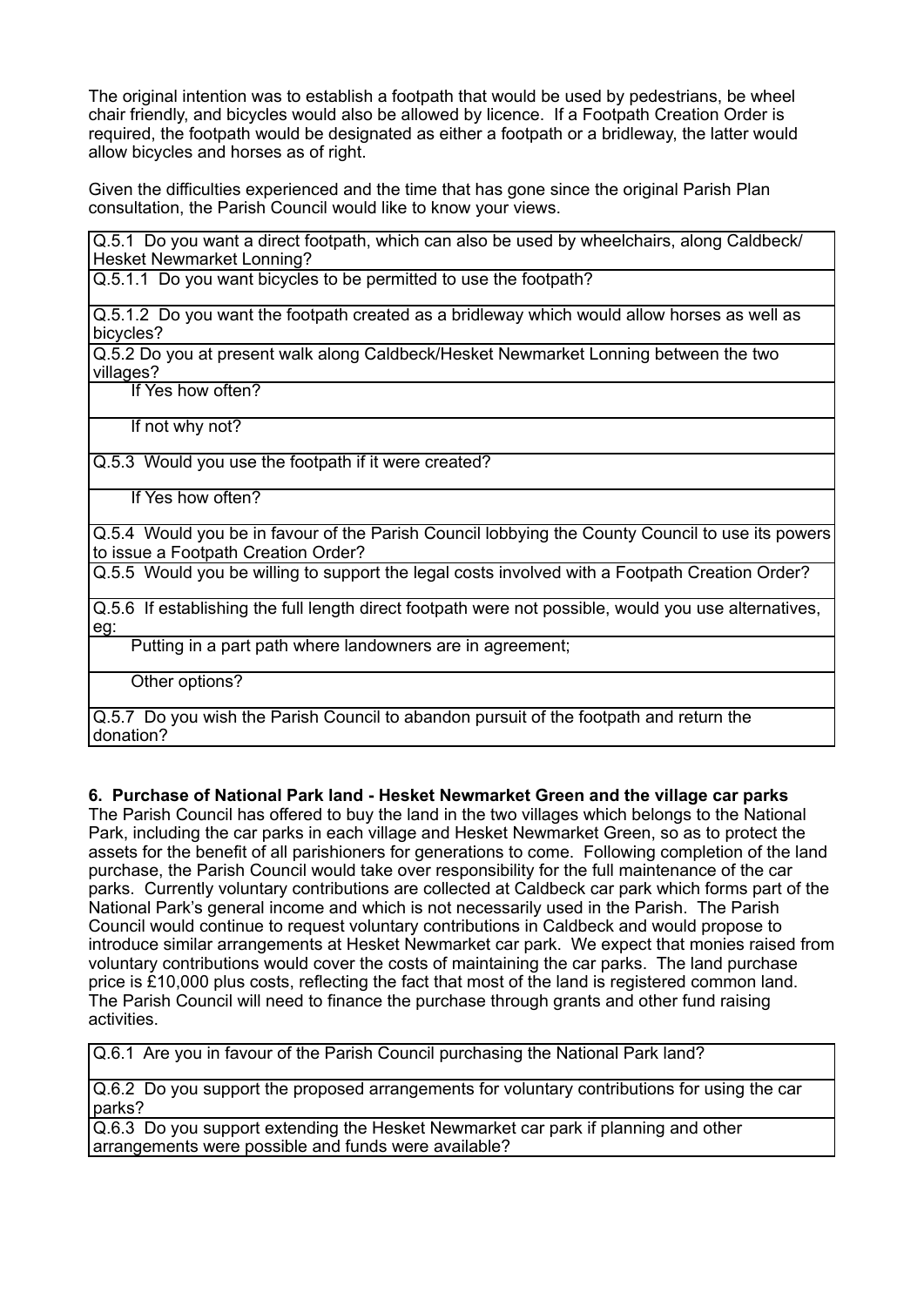The original intention was to establish a footpath that would be used by pedestrians, be wheel chair friendly, and bicycles would also be allowed by licence. If a Footpath Creation Order is required, the footpath would be designated as either a footpath or a bridleway, the latter would allow bicycles and horses as of right.

Given the difficulties experienced and the time that has gone since the original Parish Plan consultation, the Parish Council would like to know your views.

| |
|---|
| Q.5.1 Do you want a direct footpath, which can also be used by wheelchairs, along Caldbeck/ Hesket Newmarket Lonning? |
| Q.5.1.1 Do you want bicycles to be permitted to use the footpath? |
| Q.5.1.2 Do you want the footpath created as a bridleway which would allow horses as well as bicycles? |
| Q.5.2 Do you at present walk along Caldbeck/Hesket Newmarket Lonning between the two villages? |
| If Yes how often? |
| If not why not? |
| Q.5.3 Would you use the footpath if it were created? |
| If Yes how often? |
| Q.5.4 Would you be in favour of the Parish Council lobbying the County Council to use its powers to issue a Footpath Creation Order? |
| Q.5.5 Would you be willing to support the legal costs involved with a Footpath Creation Order? |
| Q.5.6 If establishing the full length direct footpath were not possible, would you use alternatives, eg: |
| Putting in a part path where landowners are in agreement; |
| Other options? |
| Q.5.7 Do you wish the Parish Council to abandon pursuit of the footpath and return the donation? |

### 6. Purchase of National Park land - Hesket Newmarket Green and the village car parks

The Parish Council has offered to buy the land in the two villages which belongs to the National Park, including the car parks in each village and Hesket Newmarket Green, so as to protect the assets for the benefit of all parishioners for generations to come. Following completion of the land purchase, the Parish Council would take over responsibility for the full maintenance of the car parks. Currently voluntary contributions are collected at Caldbeck car park which forms part of the National Park's general income and which is not necessarily used in the Parish. The Parish Council would continue to request voluntary contributions in Caldbeck and would propose to introduce similar arrangements at Hesket Newmarket car park. We expect that monies raised from voluntary contributions would cover the costs of maintaining the car parks. The land purchase price is £10,000 plus costs, reflecting the fact that most of the land is registered common land. The Parish Council will need to finance the purchase through grants and other fund raising activities.

| |
|---|
| Q.6.1 Are you in favour of the Parish Council purchasing the National Park land? |
| Q.6.2 Do you support the proposed arrangements for voluntary contributions for using the car parks? |
| Q.6.3 Do you support extending the Hesket Newmarket car park if planning and other arrangements were possible and funds were available? |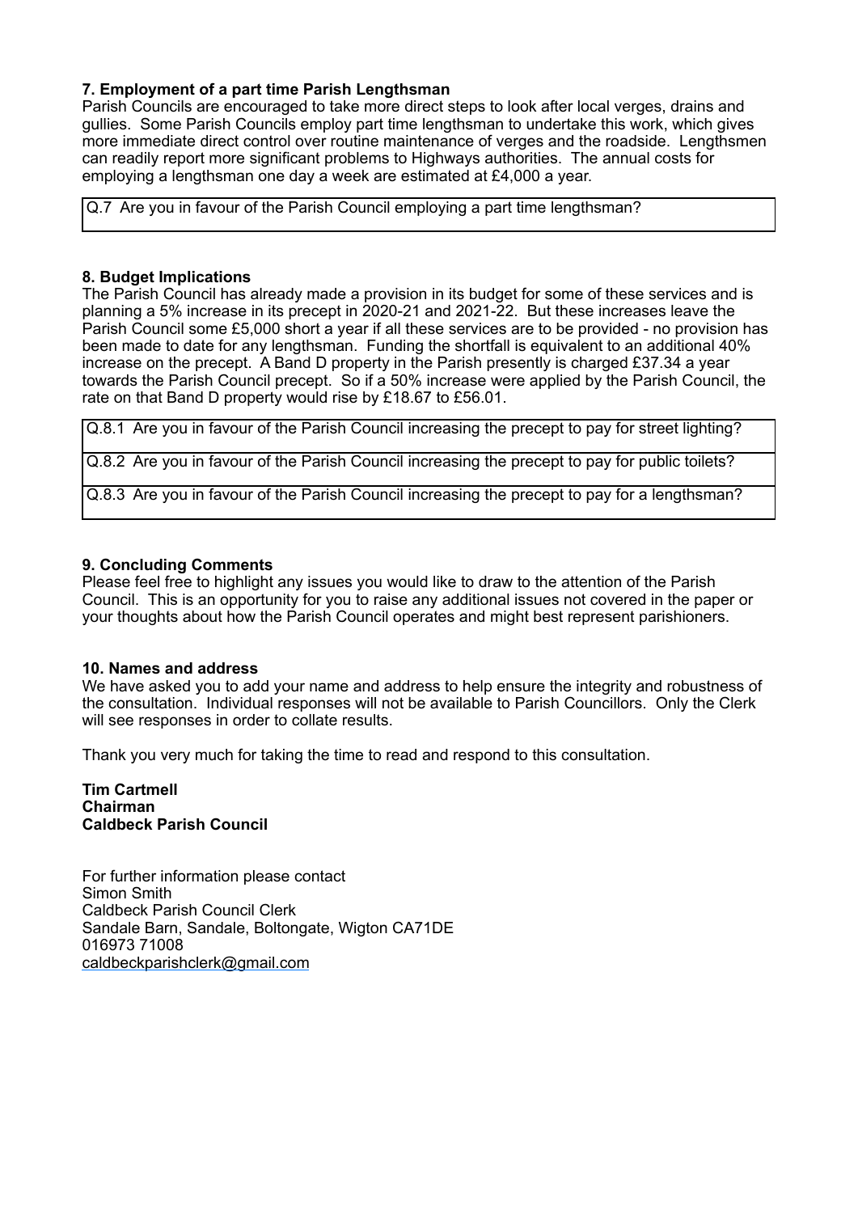### 7. Employment of a part time Parish Lengthsman

Parish Councils are encouraged to take more direct steps to look after local verges, drains and gullies. Some Parish Councils employ part time lengthsman to undertake this work, which gives more immediate direct control over routine maintenance of verges and the roadside. Lengthsmen can readily report more significant problems to Highways authorities. The annual costs for employing a lengthsman one day a week are estimated at £4,000 a year.

| Q.7 Are you in favour of the Parish Council employing a part time lengthsman? |
|---|

### 8. Budget Implications

The Parish Council has already made a provision in its budget for some of these services and is planning a 5% increase in its precept in 2020-21 and 2021-22. But these increases leave the Parish Council some £5,000 short a year if all these services are to be provided - no provision has been made to date for any lengthsman. Funding the shortfall is equivalent to an additional 40% increase on the precept. A Band D property in the Parish presently is charged £37.34 a year towards the Parish Council precept. So if a 50% increase were applied by the Parish Council, the rate on that Band D property would rise by £18.67 to £56.01.

| Q.8.1 Are you in favour of the Parish Council increasing the precept to pay for street lighting? |
|---|
| Q.8.2 Are you in favour of the Parish Council increasing the precept to pay for public toilets? |
| Q.8.3 Are you in favour of the Parish Council increasing the precept to pay for a lengthsman? |

### 9. Concluding Comments

Please feel free to highlight any issues you would like to draw to the attention of the Parish Council. This is an opportunity for you to raise any additional issues not covered in the paper or your thoughts about how the Parish Council operates and might best represent parishioners.

### 10. Names and address

We have asked you to add your name and address to help ensure the integrity and robustness of the consultation. Individual responses will not be available to Parish Councillors. Only the Clerk will see responses in order to collate results.

Thank you very much for taking the time to read and respond to this consultation.

**Tim Cartmell**
**Chairman**
**Caldbeck Parish Council**

For further information please contact
Simon Smith
Caldbeck Parish Council Clerk
Sandale Barn, Sandale, Boltongate, Wigton CA71DE
016973 71008
caldbeckparishclerk@gmail.com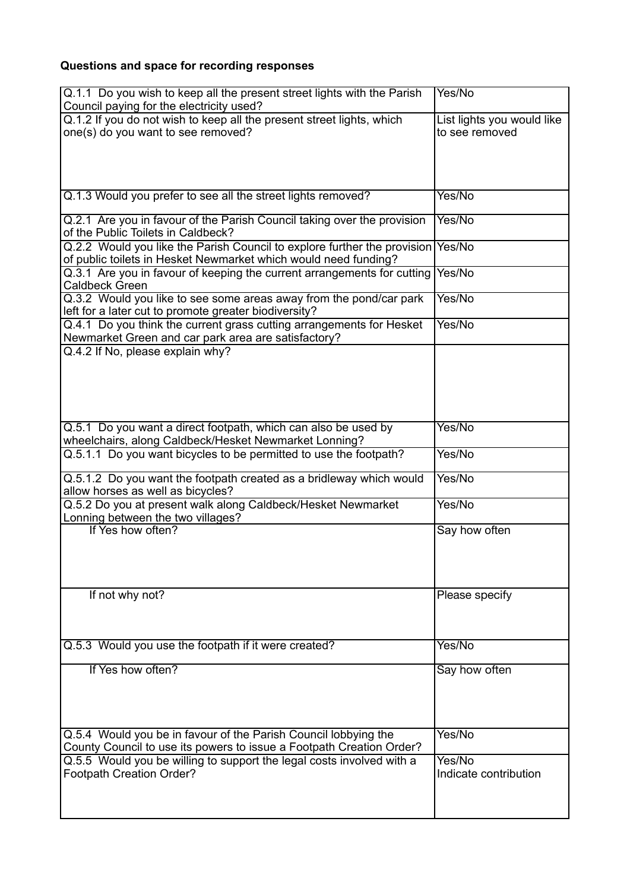**Questions and space for recording responses**

| | |
|---|---|
| Q.1.1 Do you wish to keep all the present street lights with the Parish Council paying for the electricity used? | Yes/No |
| Q.1.2 If you do not wish to keep all the present street lights, which one(s) do you want to see removed? | List lights you would like to see removed |
| Q.1.3 Would you prefer to see all the street lights removed? | Yes/No |
| Q.2.1 Are you in favour of the Parish Council taking over the provision of the Public Toilets in Caldbeck? | Yes/No |
| Q.2.2 Would you like the Parish Council to explore further the provision of public toilets in Hesket Newmarket which would need funding? | Yes/No |
| Q.3.1 Are you in favour of keeping the current arrangements for cutting Caldbeck Green | Yes/No |
| Q.3.2 Would you like to see some areas away from the pond/car park left for a later cut to promote greater biodiversity? | Yes/No |
| Q.4.1 Do you think the current grass cutting arrangements for Hesket Newmarket Green and car park area are satisfactory? | Yes/No |
| Q.4.2 If No, please explain why? | |
| Q.5.1 Do you want a direct footpath, which can also be used by wheelchairs, along Caldbeck/Hesket Newmarket Lonning? | Yes/No |
| Q.5.1.1 Do you want bicycles to be permitted to use the footpath? | Yes/No |
| Q.5.1.2 Do you want the footpath created as a bridleway which would allow horses as well as bicycles? | Yes/No |
| Q.5.2 Do you at present walk along Caldbeck/Hesket Newmarket Lonning between the two villages? | Yes/No |
| If Yes how often? | Say how often |
| If not why not? | Please specify |
| Q.5.3 Would you use the footpath if it were created? | Yes/No |
| If Yes how often? | Say how often |
| Q.5.4 Would you be in favour of the Parish Council lobbying the County Council to use its powers to issue a Footpath Creation Order? | Yes/No |
| Q.5.5 Would you be willing to support the legal costs involved with a Footpath Creation Order? | Yes/No<br>Indicate contribution |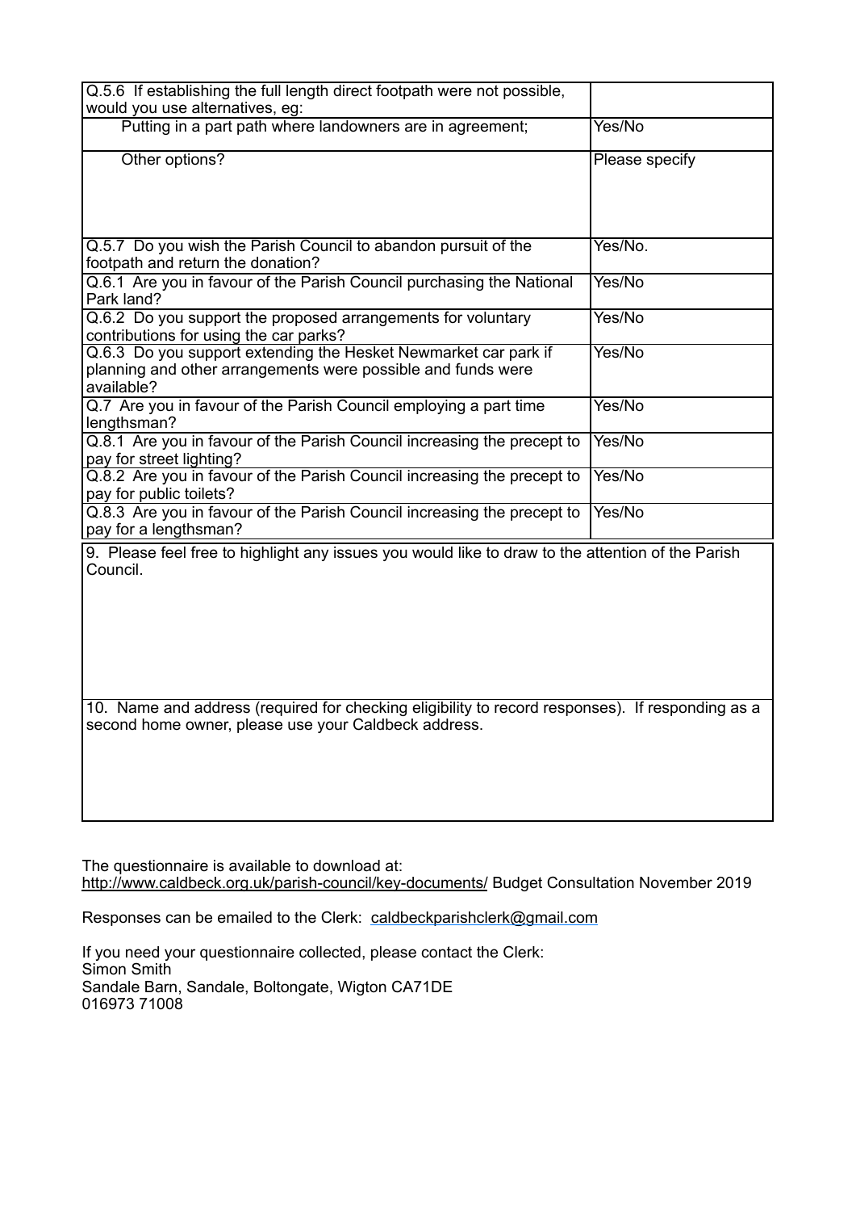| | |
|---|---|
| Q.5.6 If establishing the full length direct footpath were not possible, would you use alternatives, eg: | |
| Putting in a part path where landowners are in agreement; | Yes/No |
| Other options? | Please specify |
| Q.5.7 Do you wish the Parish Council to abandon pursuit of the footpath and return the donation? | Yes/No. |
| Q.6.1 Are you in favour of the Parish Council purchasing the National Park land? | Yes/No |
| Q.6.2 Do you support the proposed arrangements for voluntary contributions for using the car parks? | Yes/No |
| Q.6.3 Do you support extending the Hesket Newmarket car park if planning and other arrangements were possible and funds were available? | Yes/No |
| Q.7 Are you in favour of the Parish Council employing a part time lengthsman? | Yes/No |
| Q.8.1 Are you in favour of the Parish Council increasing the precept to pay for street lighting? | Yes/No |
| Q.8.2 Are you in favour of the Parish Council increasing the precept to pay for public toilets? | Yes/No |
| Q.8.3 Are you in favour of the Parish Council increasing the precept to pay for a lengthsman? | Yes/No |

9. Please feel free to highlight any issues you would like to draw to the attention of the Parish Council.

10. Name and address (required for checking eligibility to record responses). If responding as a second home owner, please use your Caldbeck address.

The questionnaire is available to download at:
http://www.caldbeck.org.uk/parish-council/key-documents/ Budget Consultation November 2019

Responses can be emailed to the Clerk: caldbeckparishclerk@gmail.com

If you need your questionnaire collected, please contact the Clerk:
Simon Smith
Sandale Barn, Sandale, Boltongate, Wigton CA71DE
016973 71008